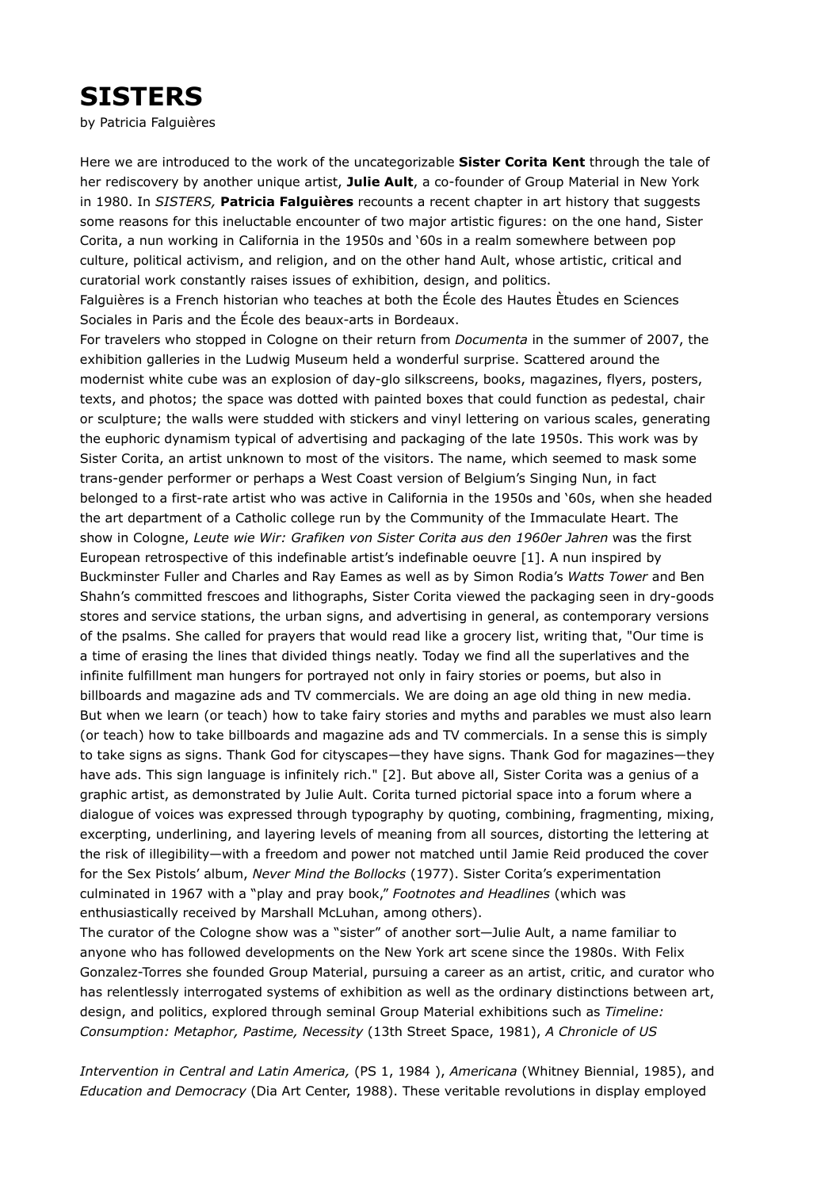# SISTERS

by Patricia Falguières

Here we are introduced to the work of the uncategorizable **Sister Corita Kent** through the tale of her rediscovery by another unique artist, **Julie Ault**, a co-founder of Group Material in New York in 1980. In *SISTERS,* **Patricia Falguières** recounts a recent chapter in art history that suggests some reasons for this ineluctable encounter of two major artistic figures: on the one hand, Sister Corita, a nun working in California in the 1950s and '60s in a realm somewhere between pop culture, political activism, and religion, and on the other hand Ault, whose artistic, critical and curatorial work constantly raises issues of exhibition, design, and politics.

Falguières is a French historian who teaches at both the École des Hautes Ètudes en Sciences Sociales in Paris and the École des beaux-arts in Bordeaux.

For travelers who stopped in Cologne on their return from *Documenta* in the summer of 2007, the exhibition galleries in the Ludwig Museum held a wonderful surprise. Scattered around the modernist white cube was an explosion of day-glo silkscreens, books, magazines, flyers, posters, texts, and photos; the space was dotted with painted boxes that could function as pedestal, chair or sculpture; the walls were studded with stickers and vinyl lettering on various scales, generating the euphoric dynamism typical of advertising and packaging of the late 1950s. This work was by Sister Corita, an artist unknown to most of the visitors. The name, which seemed to mask some trans-gender performer or perhaps a West Coast version of Belgium's Singing Nun, in fact belonged to a first-rate artist who was active in California in the 1950s and '60s, when she headed the art department of a Catholic college run by the Community of the Immaculate Heart. The show in Cologne, *Leute wie Wir: Grafiken von Sister Corita aus den 1960er Jahren* was the first European retrospective of this indefinable artist's indefinable oeuvre [1]. A nun inspired by Buckminster Fuller and Charles and Ray Eames as well as by Simon Rodia's *Watts Tower* and Ben Shahn's committed frescoes and lithographs, Sister Corita viewed the packaging seen in dry-goods stores and service stations, the urban signs, and advertising in general, as contemporary versions of the psalms. She called for prayers that would read like a grocery list, writing that, "Our time is a time of erasing the lines that divided things neatly. Today we find all the superlatives and the infinite fulfillment man hungers for portrayed not only in fairy stories or poems, but also in billboards and magazine ads and TV commercials. We are doing an age old thing in new media. But when we learn (or teach) how to take fairy stories and myths and parables we must also learn (or teach) how to take billboards and magazine ads and TV commercials. In a sense this is simply to take signs as signs. Thank God for cityscapes—they have signs. Thank God for magazines—they have ads. This sign language is infinitely rich." [2]. But above all, Sister Corita was a genius of a graphic artist, as demonstrated by Julie Ault. Corita turned pictorial space into a forum where a dialogue of voices was expressed through typography by quoting, combining, fragmenting, mixing, excerpting, underlining, and layering levels of meaning from all sources, distorting the lettering at the risk of illegibility—with a freedom and power not matched until Jamie Reid produced the cover for the Sex Pistols' album, *Never Mind the Bollocks* (1977). Sister Corita's experimentation culminated in 1967 with a "play and pray book," *Footnotes and Headlines* (which was enthusiastically received by Marshall McLuhan, among others).

The curator of the Cologne show was a "sister" of another sort—Julie Ault, a name familiar to anyone who has followed developments on the New York art scene since the 1980s. With Felix Gonzalez-Torres she founded Group Material, pursuing a career as an artist, critic, and curator who has relentlessly interrogated systems of exhibition as well as the ordinary distinctions between art, design, and politics, explored through seminal Group Material exhibitions such as *Timeline: Consumption: Metaphor, Pastime, Necessity* (13th Street Space, 1981), *A Chronicle of US Intervention in Central and Latin America,* (PS 1, 1984 ), *Americana* (Whitney Biennial, 1985), and *Education and Democracy* (Dia Art Center, 1988). These veritable revolutions in display employed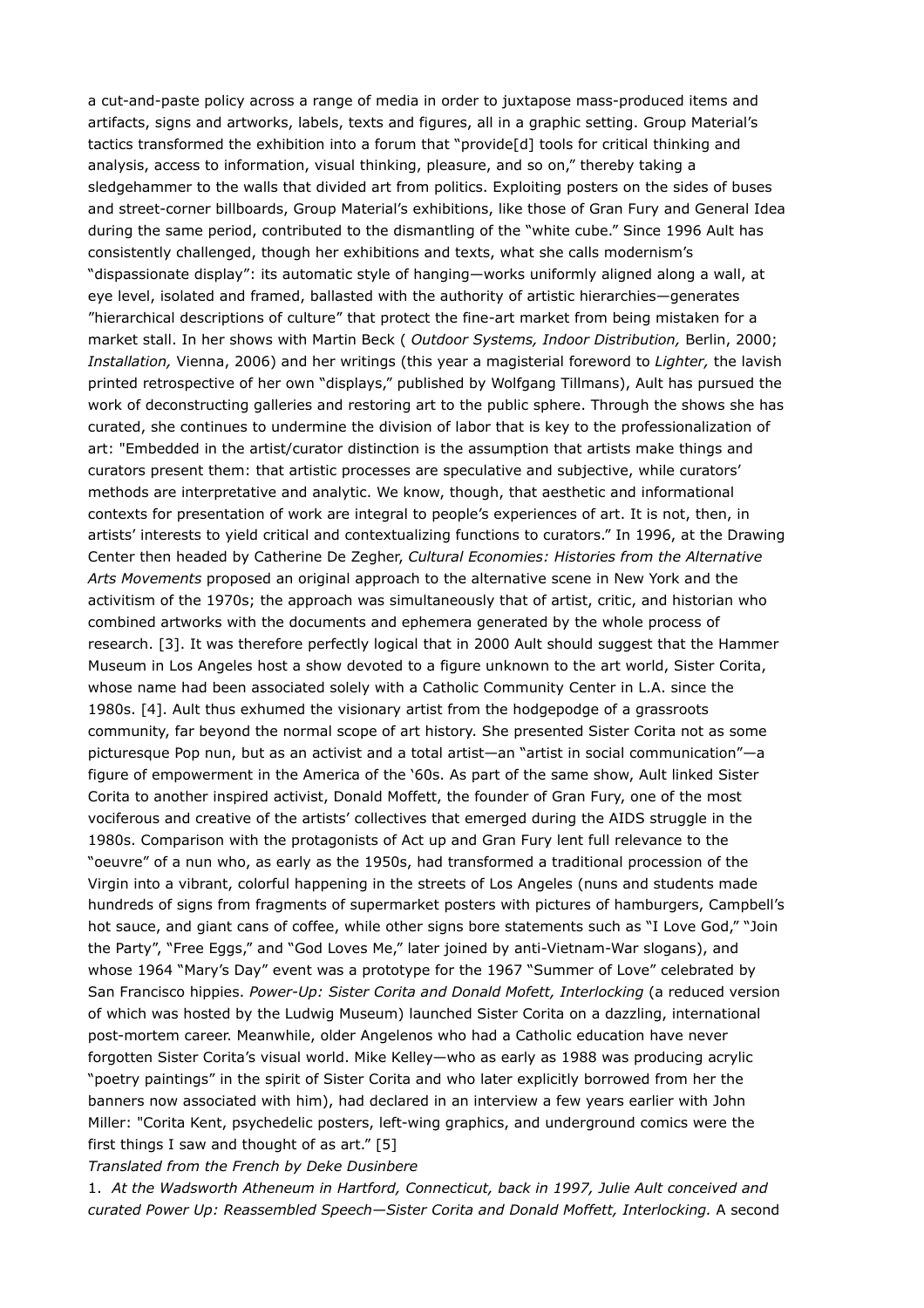a cut-and-paste policy across a range of media in order to juxtapose mass-produced items and artifacts, signs and artworks, labels, texts and figures, all in a graphic setting. Group Material's tactics transformed the exhibition into a forum that "provide[d] tools for critical thinking and analysis, access to information, visual thinking, pleasure, and so on," thereby taking a sledgehammer to the walls that divided art from politics. Exploiting posters on the sides of buses and street-corner billboards, Group Material's exhibitions, like those of Gran Fury and General Idea during the same period, contributed to the dismantling of the "white cube." Since 1996 Ault has consistently challenged, though her exhibitions and texts, what she calls modernism's "dispassionate display": its automatic style of hanging—works uniformly aligned along a wall, at eye level, isolated and framed, ballasted with the authority of artistic hierarchies—generates "hierarchical descriptions of culture" that protect the fine-art market from being mistaken for a market stall. In her shows with Martin Beck ( *Outdoor Systems, Indoor Distribution,* Berlin, 2000; *Installation,* Vienna, 2006) and her writings (this year a magisterial foreword to *Lighter,* the lavish printed retrospective of her own "displays," published by Wolfgang Tillmans), Ault has pursued the work of deconstructing galleries and restoring art to the public sphere. Through the shows she has curated, she continues to undermine the division of labor that is key to the professionalization of art: "Embedded in the artist/curator distinction is the assumption that artists make things and curators present them: that artistic processes are speculative and subjective, while curators' methods are interpretative and analytic. We know, though, that aesthetic and informational contexts for presentation of work are integral to people's experiences of art. It is not, then, in artists' interests to yield critical and contextualizing functions to curators." In 1996, at the Drawing Center then headed by Catherine De Zegher, *Cultural Economies: Histories from the Alternative Arts Movements* proposed an original approach to the alternative scene in New York and the activitism of the 1970s; the approach was simultaneously that of artist, critic, and historian who combined artworks with the documents and ephemera generated by the whole process of research. [3]. It was therefore perfectly logical that in 2000 Ault should suggest that the Hammer Museum in Los Angeles host a show devoted to a figure unknown to the art world, Sister Corita, whose name had been associated solely with a Catholic Community Center in L.A. since the 1980s. [4]. Ault thus exhumed the visionary artist from the hodgepodge of a grassroots community, far beyond the normal scope of art history. She presented Sister Corita not as some picturesque Pop nun, but as an activist and a total artist—an "artist in social communication"—a figure of empowerment in the America of the '60s. As part of the same show, Ault linked Sister Corita to another inspired activist, Donald Moffett, the founder of Gran Fury, one of the most vociferous and creative of the artists' collectives that emerged during the AIDS struggle in the 1980s. Comparison with the protagonists of Act up and Gran Fury lent full relevance to the "oeuvre" of a nun who, as early as the 1950s, had transformed a traditional procession of the Virgin into a vibrant, colorful happening in the streets of Los Angeles (nuns and students made hundreds of signs from fragments of supermarket posters with pictures of hamburgers, Campbell's hot sauce, and giant cans of coffee, while other signs bore statements such as "I Love God," "Join the Party", "Free Eggs," and "God Loves Me," later joined by anti-Vietnam-War slogans), and whose 1964 "Mary's Day" event was a prototype for the 1967 "Summer of Love" celebrated by San Francisco hippies. *Power-Up: Sister Corita and Donald Mofett, Interlocking* (a reduced version of which was hosted by the Ludwig Museum) launched Sister Corita on a dazzling, international post-mortem career. Meanwhile, older Angelenos who had a Catholic education have never forgotten Sister Corita's visual world. Mike Kelley—who as early as 1988 was producing acrylic "poetry paintings" in the spirit of Sister Corita and who later explicitly borrowed from her the banners now associated with him), had declared in an interview a few years earlier with John Miller: "Corita Kent, psychedelic posters, left-wing graphics, and underground comics were the first things I saw and thought of as art." [5]

*Translated from the French by Deke Dusinbere*

1. *At the Wadsworth Atheneum in Hartford, Connecticut, back in 1997, Julie Ault conceived and curated Power Up: Reassembled Speech—Sister Corita and Donald Moffett, Interlocking.* A second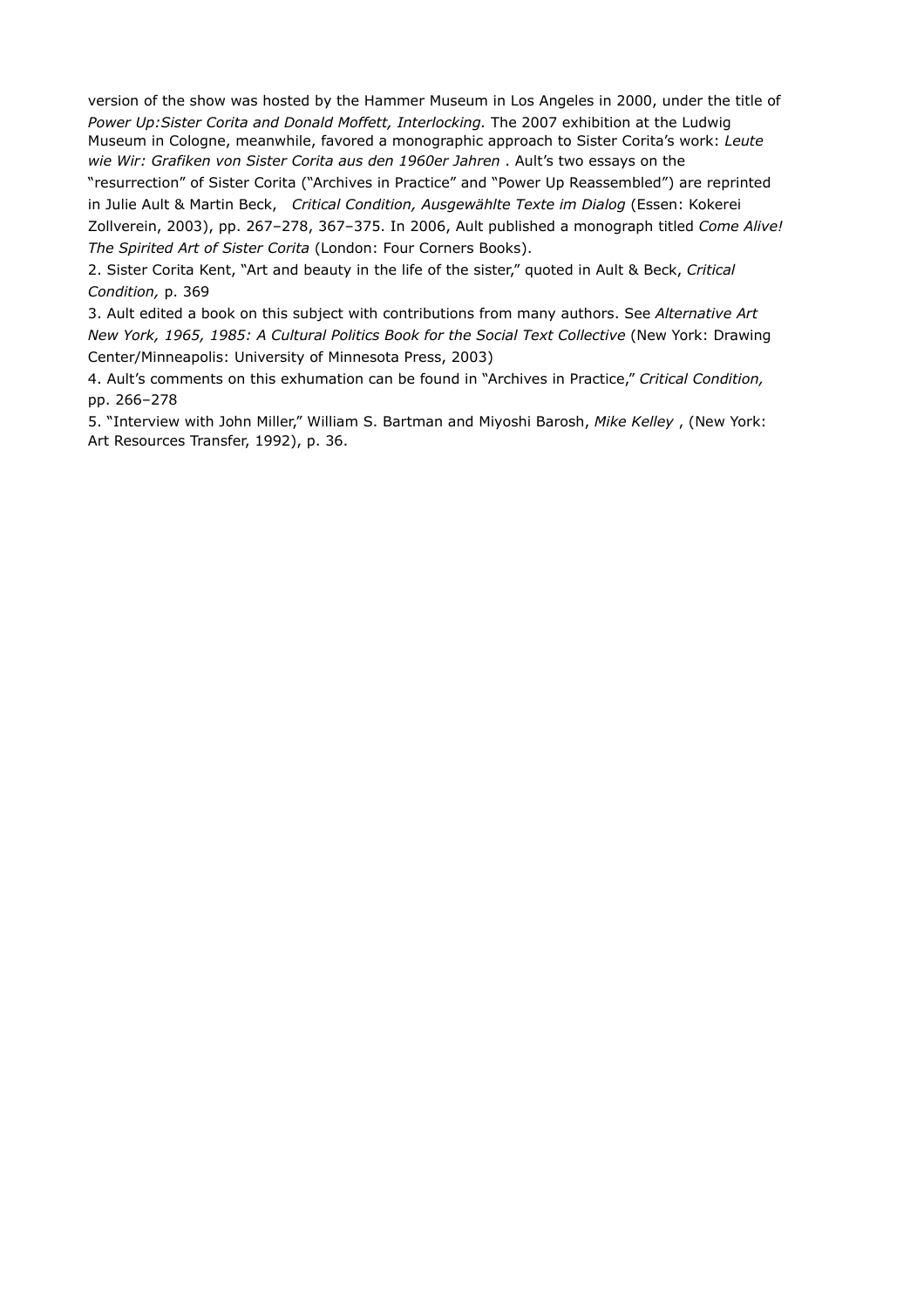version of the show was hosted by the Hammer Museum in Los Angeles in 2000, under the title of *Power Up:Sister Corita and Donald Moffett, Interlocking.* The 2007 exhibition at the Ludwig Museum in Cologne, meanwhile, favored a monographic approach to Sister Corita's work: *Leute wie Wir: Grafiken von Sister Corita aus den 1960er Jahren* . Ault's two essays on the "resurrection" of Sister Corita ("Archives in Practice" and "Power Up Reassembled") are reprinted in Julie Ault & Martin Beck, *Critical Condition, Ausgewählte Texte im Dialog* (Essen: Kokerei Zollverein, 2003), pp. 267–278, 367–375. In 2006, Ault published a monograph titled *Come Alive! The Spirited Art of Sister Corita* (London: Four Corners Books).

2. Sister Corita Kent, "Art and beauty in the life of the sister," quoted in Ault & Beck, *Critical Condition,* p. 369

3. Ault edited a book on this subject with contributions from many authors. See *Alternative Art New York, 1965, 1985: A Cultural Politics Book for the Social Text Collective* (New York: Drawing Center/Minneapolis: University of Minnesota Press, 2003)

4. Ault's comments on this exhumation can be found in "Archives in Practice," *Critical Condition,* pp. 266–278

5. "Interview with John Miller," William S. Bartman and Miyoshi Barosh, *Mike Kelley* , (New York: Art Resources Transfer, 1992), p. 36.